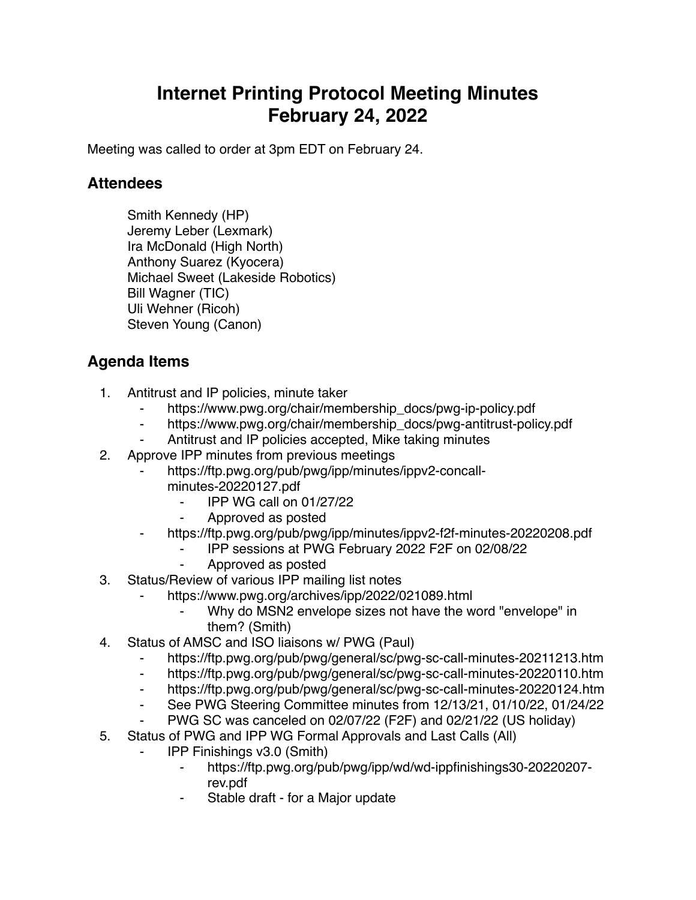# Internet Printing Protocol Meeting Minutes
# February 24, 2022

Meeting was called to order at 3pm EDT on February 24.

## Attendees

Smith Kennedy (HP)
Jeremy Leber (Lexmark)
Ira McDonald (High North)
Anthony Suarez (Kyocera)
Michael Sweet (Lakeside Robotics)
Bill Wagner (TIC)
Uli Wehner (Ricoh)
Steven Young (Canon)

## Agenda Items

1. Antitrust and IP policies, minute taker
    - https://www.pwg.org/chair/membership_docs/pwg-ip-policy.pdf
    - https://www.pwg.org/chair/membership_docs/pwg-antitrust-policy.pdf
    - Antitrust and IP policies accepted, Mike taking minutes
2. Approve IPP minutes from previous meetings
    - https://ftp.pwg.org/pub/pwg/ipp/minutes/ippv2-concall-minutes-20220127.pdf
        - IPP WG call on 01/27/22
        - Approved as posted
    - https://ftp.pwg.org/pub/pwg/ipp/minutes/ippv2-f2f-minutes-20220208.pdf
        - IPP sessions at PWG February 2022 F2F on 02/08/22
        - Approved as posted
3. Status/Review of various IPP mailing list notes
    - https://www.pwg.org/archives/ipp/2022/021089.html
        - Why do MSN2 envelope sizes not have the word "envelope" in them? (Smith)
4. Status of AMSC and ISO liaisons w/ PWG (Paul)
    - https://ftp.pwg.org/pub/pwg/general/sc/pwg-sc-call-minutes-20211213.htm
    - https://ftp.pwg.org/pub/pwg/general/sc/pwg-sc-call-minutes-20220110.htm
    - https://ftp.pwg.org/pub/pwg/general/sc/pwg-sc-call-minutes-20220124.htm
    - See PWG Steering Committee minutes from 12/13/21, 01/10/22, 01/24/22
    - PWG SC was canceled on 02/07/22 (F2F) and 02/21/22 (US holiday)
5. Status of PWG and IPP WG Formal Approvals and Last Calls (All)
    - IPP Finishings v3.0 (Smith)
        - https://ftp.pwg.org/pub/pwg/ipp/wd/wd-ippfinishings30-20220207-rev.pdf
        - Stable draft - for a Major update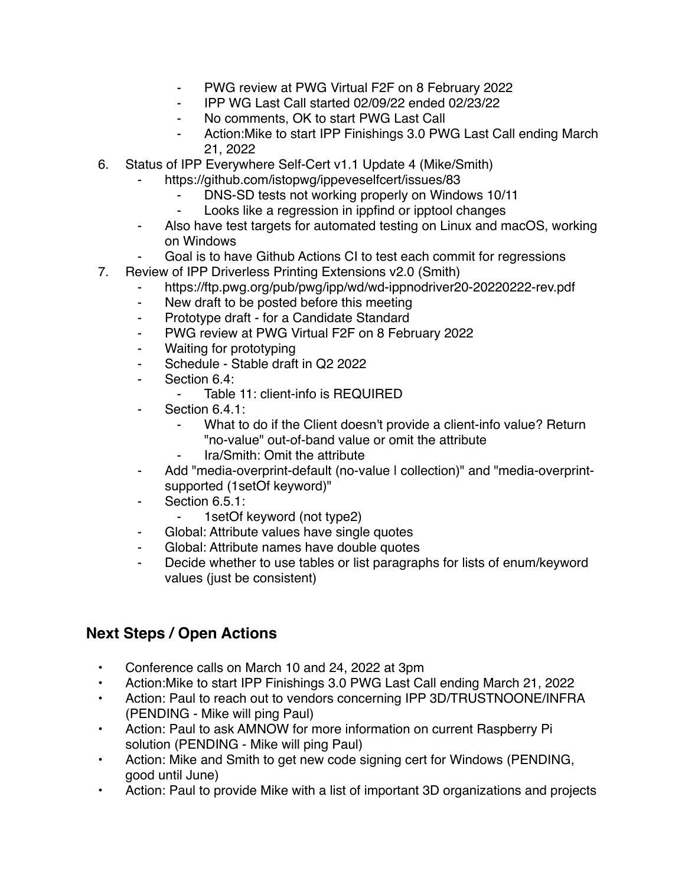- PWG review at PWG Virtual F2F on 8 February 2022
        - IPP WG Last Call started 02/09/22 ended 02/23/22
        - No comments, OK to start PWG Last Call
        - Action:Mike to start IPP Finishings 3.0 PWG Last Call ending March 21, 2022
6. Status of IPP Everywhere Self-Cert v1.1 Update 4 (Mike/Smith)
    - https://github.com/istopwg/ippeveselfcert/issues/83
        - DNS-SD tests not working properly on Windows 10/11
        - Looks like a regression in ippfind or ipptool changes
    - Also have test targets for automated testing on Linux and macOS, working on Windows
    - Goal is to have Github Actions CI to test each commit for regressions
7. Review of IPP Driverless Printing Extensions v2.0 (Smith)
    - https://ftp.pwg.org/pub/pwg/ipp/wd/wd-ippnodriver20-20220222-rev.pdf
    - New draft to be posted before this meeting
    - Prototype draft - for a Candidate Standard
    - PWG review at PWG Virtual F2F on 8 February 2022
    - Waiting for prototyping
    - Schedule - Stable draft in Q2 2022
    - Section 6.4:
        - Table 11: client-info is REQUIRED
    - Section 6.4.1:
        - What to do if the Client doesn't provide a client-info value? Return "no-value" out-of-band value or omit the attribute
        - Ira/Smith: Omit the attribute
    - Add "media-overprint-default (no-value | collection)" and "media-overprint-supported (1setOf keyword)"
    - Section 6.5.1:
        - 1setOf keyword (not type2)
    - Global: Attribute values have single quotes
    - Global: Attribute names have double quotes
    - Decide whether to use tables or list paragraphs for lists of enum/keyword values (just be consistent)

## Next Steps / Open Actions

- Conference calls on March 10 and 24, 2022 at 3pm
- Action:Mike to start IPP Finishings 3.0 PWG Last Call ending March 21, 2022
- Action: Paul to reach out to vendors concerning IPP 3D/TRUSTNOONE/INFRA (PENDING - Mike will ping Paul)
- Action: Paul to ask AMNOW for more information on current Raspberry Pi solution (PENDING - Mike will ping Paul)
- Action: Mike and Smith to get new code signing cert for Windows (PENDING, good until June)
- Action: Paul to provide Mike with a list of important 3D organizations and projects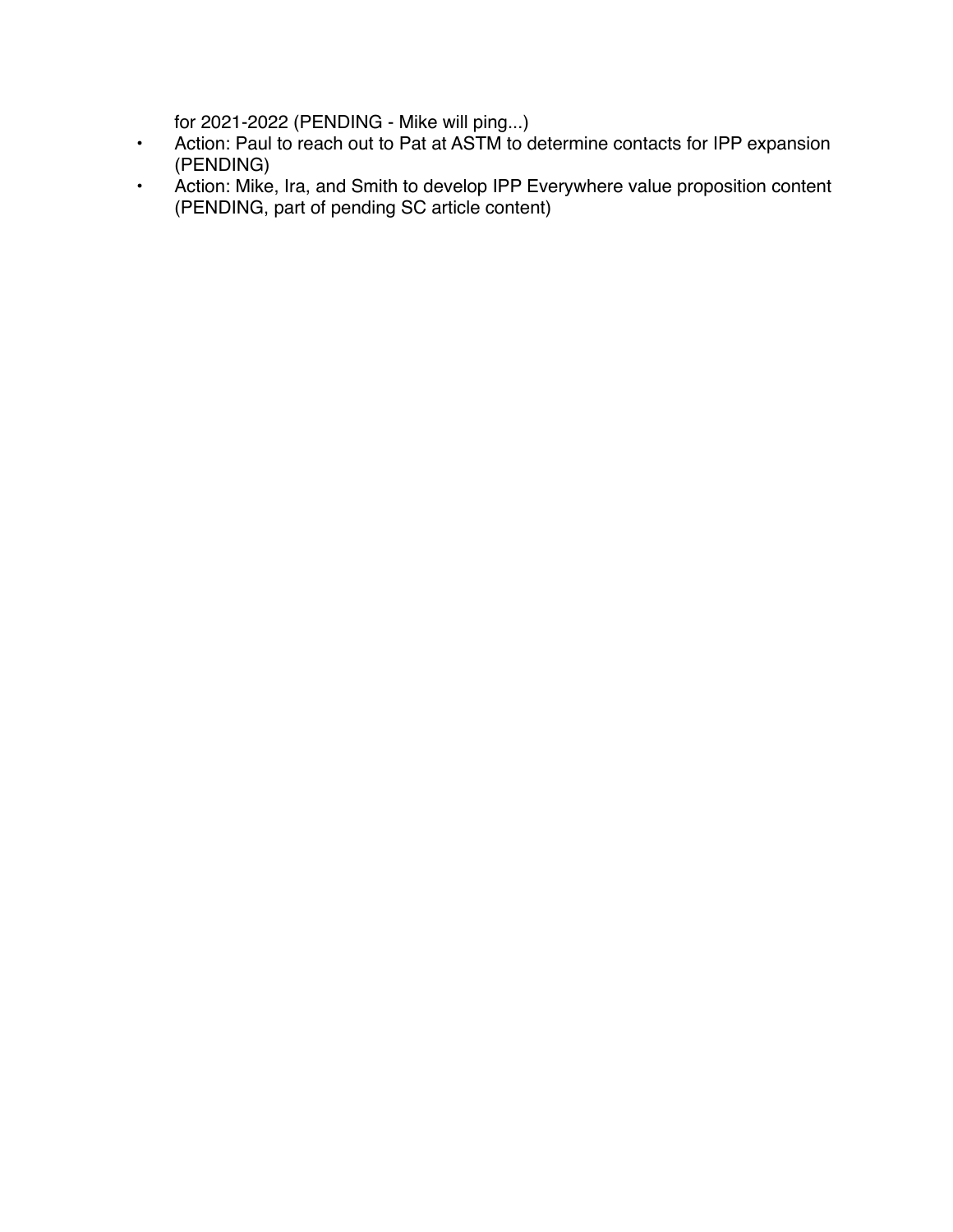for 2021-2022 (PENDING - Mike will ping...)

- Action: Paul to reach out to Pat at ASTM to determine contacts for IPP expansion (PENDING)
- Action: Mike, Ira, and Smith to develop IPP Everywhere value proposition content (PENDING, part of pending SC article content)